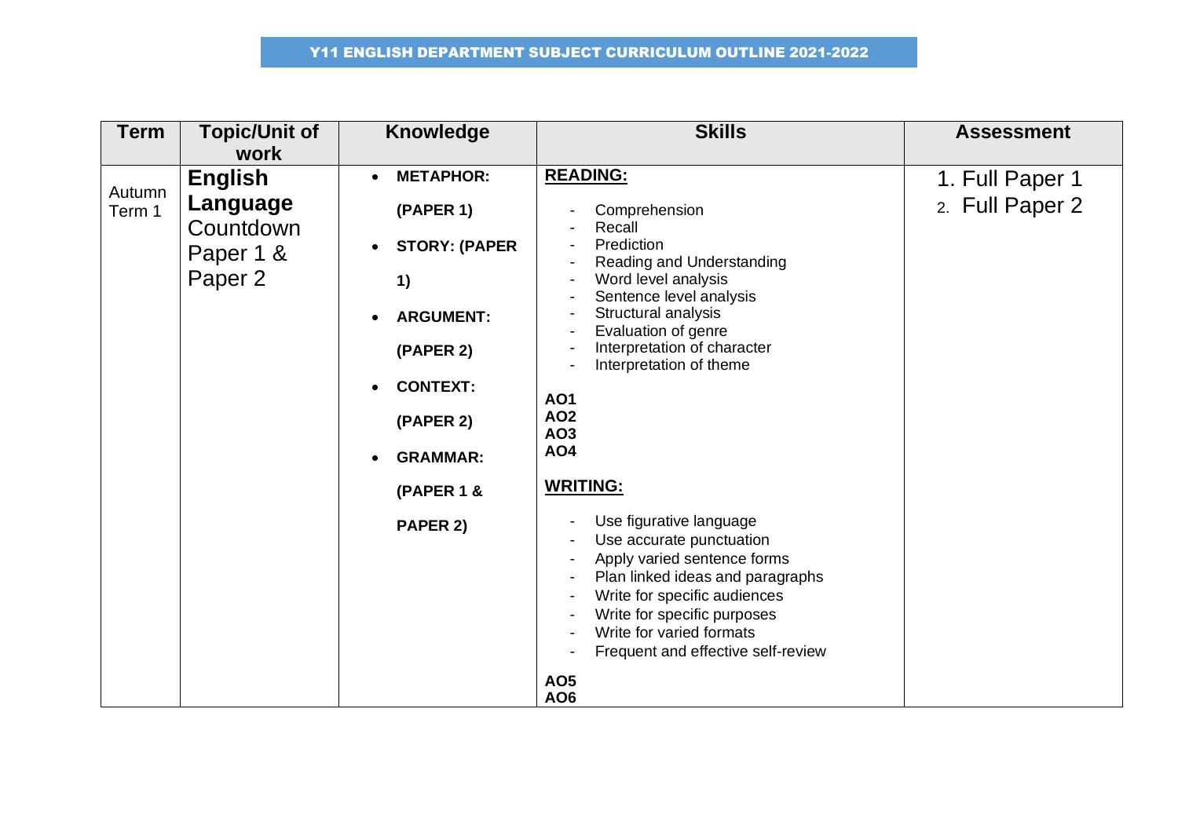# Y11 ENGLISH DEPARTMENT SUBJECT CURRICULUM OUTLINE 2021-2022

| Term | Topic/Unit of work | Knowledge | Skills | Assessment |
|---|---|---|---|---|
| Autumn Term 1 | **English Language** Countdown Paper 1 & Paper 2 | • **METAPHOR: (PAPER 1)**<br>• **STORY: (PAPER 1)**<br>• **ARGUMENT: (PAPER 2)**<br>• **CONTEXT: (PAPER 2)**<br>• **GRAMMAR: (PAPER 1 & PAPER 2)** | **READING:**<br>- Comprehension<br>- Recall<br>- Prediction<br>- Reading and Understanding<br>- Word level analysis<br>- Sentence level analysis<br>- Structural analysis<br>- Evaluation of genre<br>- Interpretation of character<br>- Interpretation of theme<br>**AO1**<br>**AO2**<br>**AO3**<br>**AO4**<br>**WRITING:**<br>- Use figurative language<br>- Use accurate punctuation<br>- Apply varied sentence forms<br>- Plan linked ideas and paragraphs<br>- Write for specific audiences<br>- Write for specific purposes<br>- Write for varied formats<br>- Frequent and effective self-review<br>**AO5**<br>**AO6** | 1. Full Paper 1<br>2. Full Paper 2 |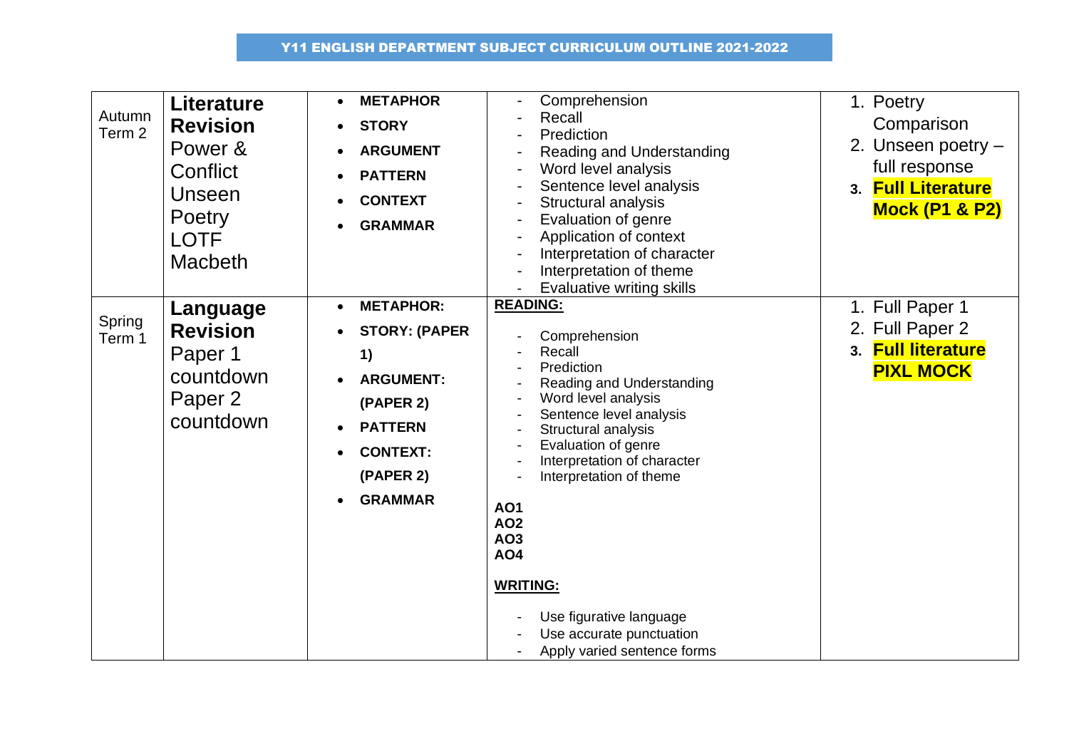# Y11 ENGLISH DEPARTMENT SUBJECT CURRICULUM OUTLINE 2021-2022

| | | | | |
|---|---|---|---|---|
| Autumn Term 2 | **Literature Revision**<br>Power & Conflict<br>Unseen Poetry<br>LOTF<br>Macbeth | • **METAPHOR**<br>• **STORY**<br>• **ARGUMENT**<br>• **PATTERN**<br>• **CONTEXT**<br>• **GRAMMAR** | - Comprehension<br>- Recall<br>- Prediction<br>- Reading and Understanding<br>- Word level analysis<br>- Sentence level analysis<br>- Structural analysis<br>- Evaluation of genre<br>- Application of context<br>- Interpretation of character<br>- Interpretation of theme<br>- Evaluative writing skills | 1. Poetry Comparison<br>2. Unseen poetry – full response<br>3. **Full Literature Mock (P1 & P2)** |
| Spring Term 1 | **Language Revision**<br>Paper 1 countdown<br>Paper 2 countdown | • **METAPHOR:**<br>• **STORY: (PAPER 1)**<br>• **ARGUMENT: (PAPER 2)**<br>• **PATTERN**<br>• **CONTEXT: (PAPER 2)**<br>• **GRAMMAR** | **READING:**<br>- Comprehension<br>- Recall<br>- Prediction<br>- Reading and Understanding<br>- Word level analysis<br>- Sentence level analysis<br>- Structural analysis<br>- Evaluation of genre<br>- Interpretation of character<br>- Interpretation of theme<br><br>**AO1**<br>**AO2**<br>**AO3**<br>**AO4**<br><br>**WRITING:**<br>- Use figurative language<br>- Use accurate punctuation<br>- Apply varied sentence forms | 1. Full Paper 1<br>2. Full Paper 2<br>3. **Full literature PIXL MOCK** |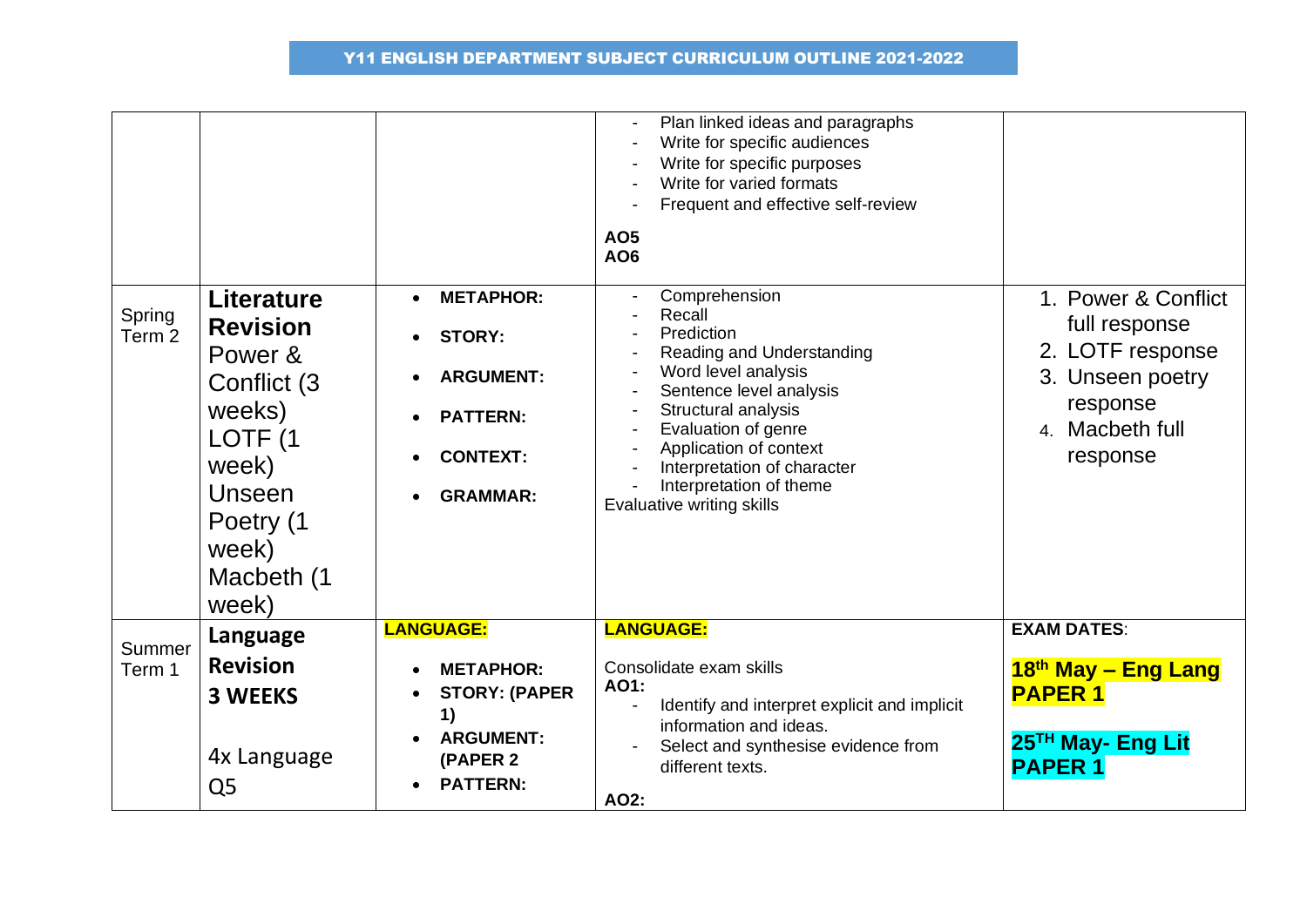# Y11 ENGLISH DEPARTMENT SUBJECT CURRICULUM OUTLINE 2021-2022

| | | | | |
|---|---|---|---|---|
| | | | - Plan linked ideas and paragraphs<br>- Write for specific audiences<br>- Write for specific purposes<br>- Write for varied formats<br>- Frequent and effective self-review<br><br>**AO5**<br>**AO6** | |
| Spring Term 2 | **Literature Revision**<br>Power & Conflict (3 weeks)<br>LOTF (1 week)<br>Unseen Poetry (1 week)<br>Macbeth (1 week) | • **METAPHOR:**<br>• **STORY:**<br>• **ARGUMENT:**<br>• **PATTERN:**<br>• **CONTEXT:**<br>• **GRAMMAR:** | - Comprehension<br>- Recall<br>- Prediction<br>- Reading and Understanding<br>- Word level analysis<br>- Sentence level analysis<br>- Structural analysis<br>- Evaluation of genre<br>- Application of context<br>- Interpretation of character<br>- Interpretation of theme<br>Evaluative writing skills | 1. Power & Conflict full response<br>2. LOTF response<br>3. Unseen poetry response<br>4. Macbeth full response |
| Summer Term 1 | **Language Revision**<br>**3 WEEKS**<br><br>4x Language Q5 | **LANGUAGE:**<br>• **METAPHOR:**<br>• **STORY: (PAPER 1)**<br>• **ARGUMENT: (PAPER 2**<br>• **PATTERN:** | **LANGUAGE:**<br><br>Consolidate exam skills<br>**AO1:**<br>- Identify and interpret explicit and implicit information and ideas.<br>- Select and synthesise evidence from different texts.<br><br>**AO2:** | **EXAM DATES**:<br><br>**18th May – Eng Lang PAPER 1**<br><br>**25TH May- Eng Lit PAPER 1** |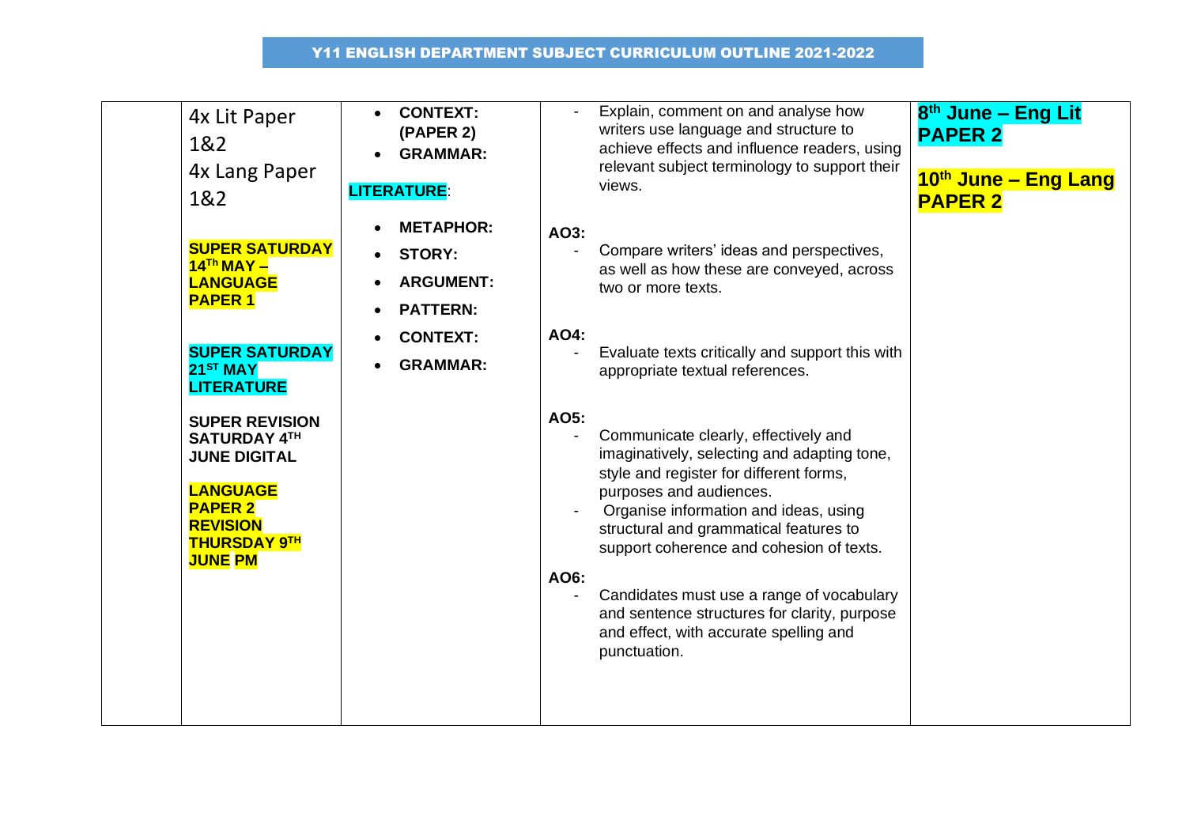# Y11 ENGLISH DEPARTMENT SUBJECT CURRICULUM OUTLINE 2021-2022

| | | | | |
|---|---|---|---|---|
| | 4x Lit Paper 1&2<br>4x Lang Paper 1&2<br><br>**SUPER SATURDAY 14Th MAY – LANGUAGE PAPER 1**<br><br>**SUPER SATURDAY 21ST MAY LITERATURE**<br><br>**SUPER REVISION SATURDAY 4TH JUNE DIGITAL**<br><br>**LANGUAGE PAPER 2 REVISION THURSDAY 9TH JUNE PM** | • **CONTEXT: (PAPER 2)**<br>• **GRAMMAR:**<br><br>**LITERATURE**:<br><br>• **METAPHOR:**<br>• **STORY:**<br>• **ARGUMENT:**<br>• **PATTERN:**<br>• **CONTEXT:**<br>• **GRAMMAR:** | - Explain, comment on and analyse how writers use language and structure to achieve effects and influence readers, using relevant subject terminology to support their views.<br><br>**AO3:**<br>- Compare writers' ideas and perspectives, as well as how these are conveyed, across two or more texts.<br><br>**AO4:**<br>- Evaluate texts critically and support this with appropriate textual references.<br><br>**AO5:**<br>- Communicate clearly, effectively and imaginatively, selecting and adapting tone, style and register for different forms, purposes and audiences.<br>- Organise information and ideas, using structural and grammatical features to support coherence and cohesion of texts.<br><br>**AO6:**<br>- Candidates must use a range of vocabulary and sentence structures for clarity, purpose and effect, with accurate spelling and punctuation. | **8th June – Eng Lit PAPER 2**<br><br>**10th June – Eng Lang PAPER 2** |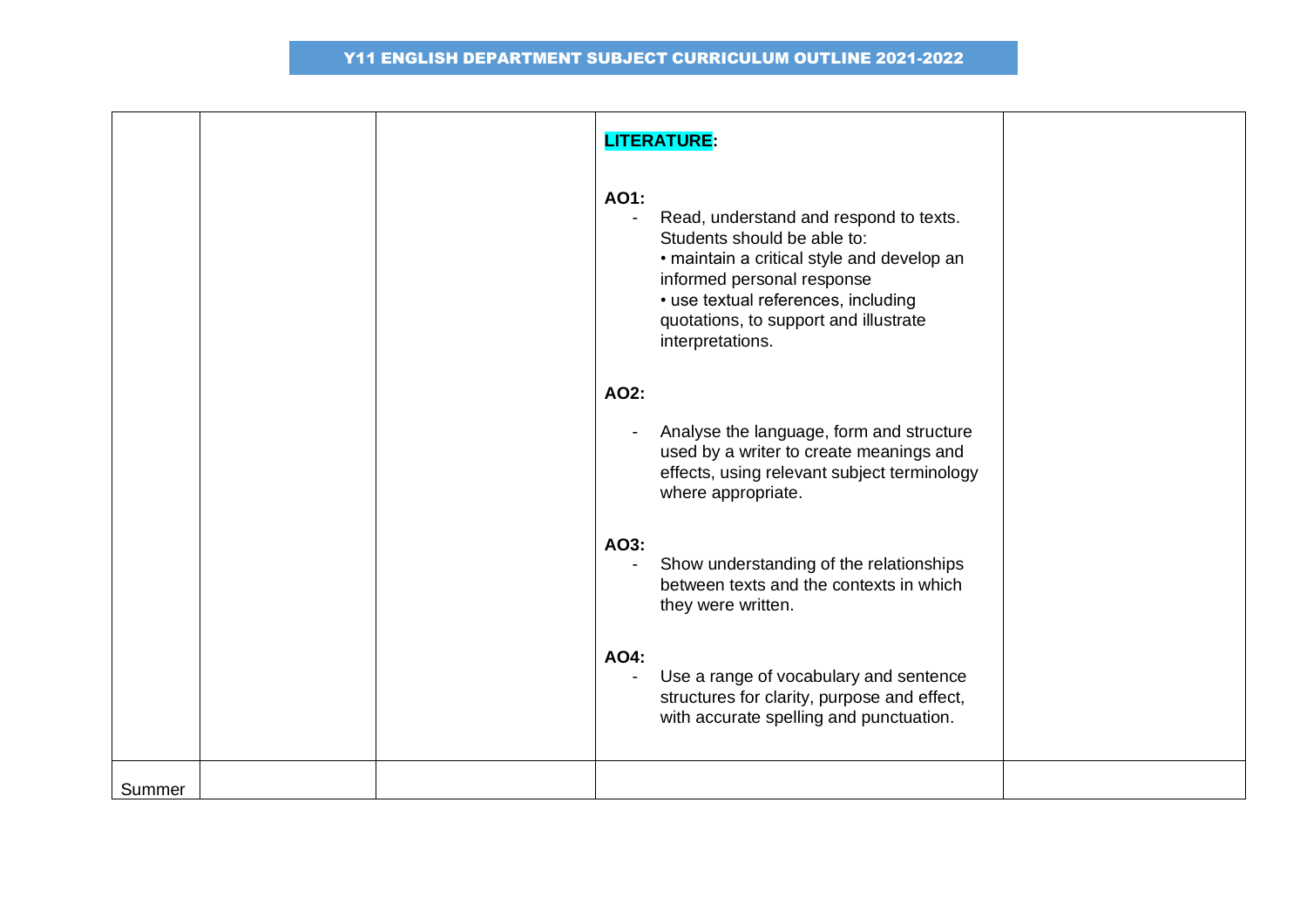# Y11 ENGLISH DEPARTMENT SUBJECT CURRICULUM OUTLINE 2021-2022

| | | | | |
|---|---|---|---|---|
| | | | **LITERATURE:**<br><br>**AO1:**<br>- Read, understand and respond to texts. Students should be able to:<br>• maintain a critical style and develop an informed personal response<br>• use textual references, including quotations, to support and illustrate interpretations.<br><br>**AO2:**<br>- Analyse the language, form and structure used by a writer to create meanings and effects, using relevant subject terminology where appropriate.<br><br>**AO3:**<br>- Show understanding of the relationships between texts and the contexts in which they were written.<br><br>**AO4:**<br>- Use a range of vocabulary and sentence structures for clarity, purpose and effect, with accurate spelling and punctuation. | |
| Summer | | | | |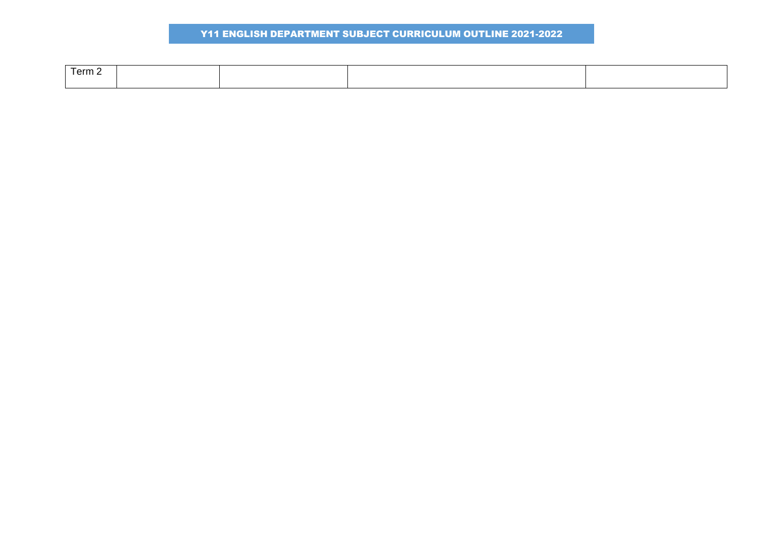# Y11 ENGLISH DEPARTMENT SUBJECT CURRICULUM OUTLINE 2021-2022

| | | | | |
|---|---|---|---|---|
| Term 2 | | | | |